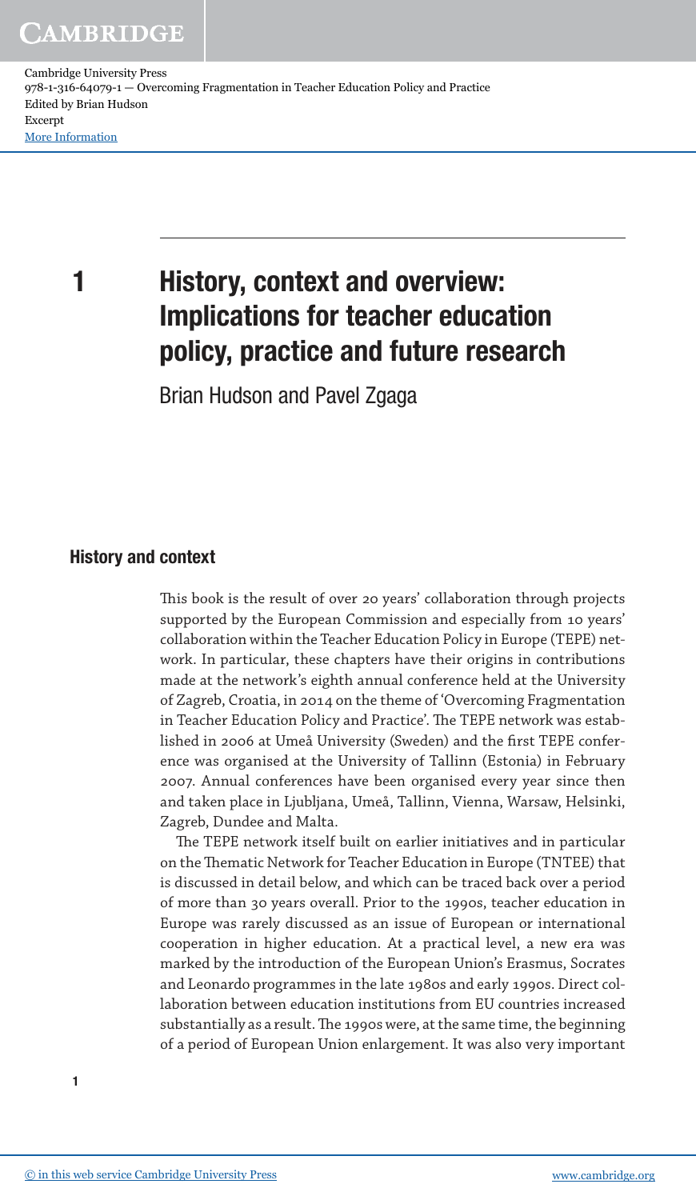# 1 History, context and overview: Implications for teacher education policy, practice and future research

Brian Hudson and Pavel Zgaga

## History and context

This book is the result of over 20 years' collaboration through projects supported by the European Commission and especially from 10 years' collaboration within the Teacher Education Policy in Europe (TEPE) network. In particular, these chapters have their origins in contributions made at the network's eighth annual conference held at the University of Zagreb, Croatia, in 2014 on the theme of 'Overcoming Fragmentation in Teacher Education Policy and Practice'. The TEPE network was established in 2006 at Umeå University (Sweden) and the first TEPE conference was organised at the University of Tallinn (Estonia) in February 2007. Annual conferences have been organised every year since then and taken place in Ljubljana, Umeå, Tallinn, Vienna, Warsaw, Helsinki, Zagreb, Dundee and Malta.

The TEPE network itself built on earlier initiatives and in particular on the Thematic Network for Teacher Education in Europe (TNTEE) that is discussed in detail below, and which can be traced back over a period of more than 30 years overall. Prior to the 1990s, teacher education in Europe was rarely discussed as an issue of European or international cooperation in higher education. At a practical level, a new era was marked by the introduction of the European Union's Erasmus, Socrates and Leonardo programmes in the late 1980s and early 1990s. Direct collaboration between education institutions from EU countries increased substantially as a result. The 1990s were, at the same time, the beginning of a period of European Union enlargement. It was also very important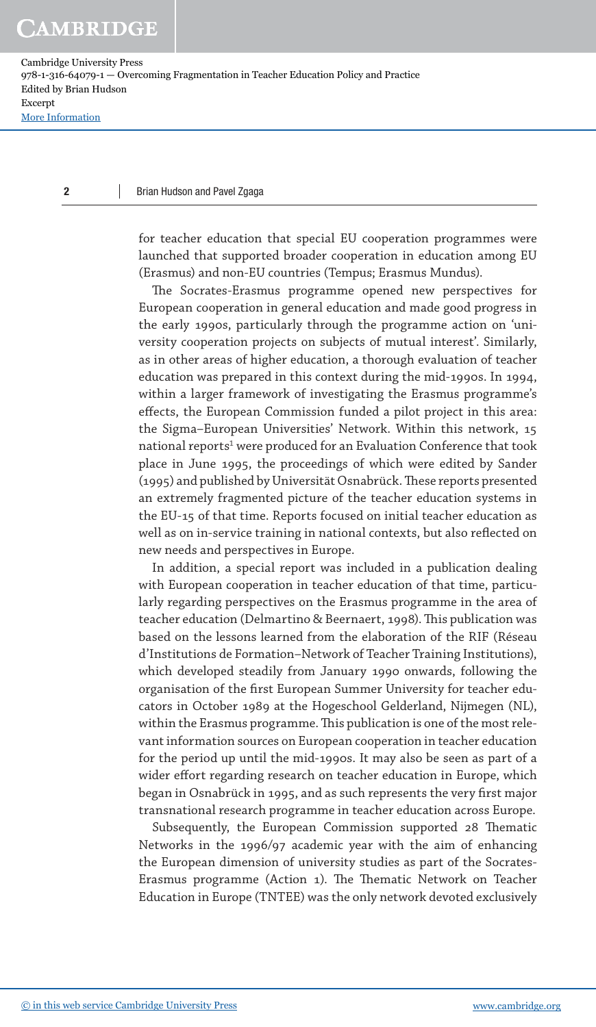for teacher education that special EU cooperation programmes were launched that supported broader cooperation in education among EU (Erasmus) and non-EU countries (Tempus; Erasmus Mundus).

The Socrates-Erasmus programme opened new perspectives for European cooperation in general education and made good progress in the early 1990s, particularly through the programme action on 'university cooperation projects on subjects of mutual interest'. Similarly, as in other areas of higher education, a thorough evaluation of teacher education was prepared in this context during the mid-1990s. In 1994, within a larger framework of investigating the Erasmus programme's effects, the European Commission funded a pilot project in this area: the Sigma–European Universities' Network. Within this network, 15 national reports[1] were produced for an Evaluation Conference that took place in June 1995, the proceedings of which were edited by Sander (1995) and published by Universität Osnabrück. These reports presented an extremely fragmented picture of the teacher education systems in the EU-15 of that time. Reports focused on initial teacher education as well as on in-service training in national contexts, but also reflected on new needs and perspectives in Europe.

In addition, a special report was included in a publication dealing with European cooperation in teacher education of that time, particularly regarding perspectives on the Erasmus programme in the area of teacher education (Delmartino & Beernaert, 1998). This publication was based on the lessons learned from the elaboration of the RIF (Réseau d'Institutions de Formation–Network of Teacher Training Institutions), which developed steadily from January 1990 onwards, following the organisation of the first European Summer University for teacher educators in October 1989 at the Hogeschool Gelderland, Nijmegen (NL), within the Erasmus programme. This publication is one of the most relevant information sources on European cooperation in teacher education for the period up until the mid-1990s. It may also be seen as part of a wider effort regarding research on teacher education in Europe, which began in Osnabrück in 1995, and as such represents the very first major transnational research programme in teacher education across Europe.

Subsequently, the European Commission supported 28 Thematic Networks in the 1996/97 academic year with the aim of enhancing the European dimension of university studies as part of the Socrates-Erasmus programme (Action 1). The Thematic Network on Teacher Education in Europe (TNTEE) was the only network devoted exclusively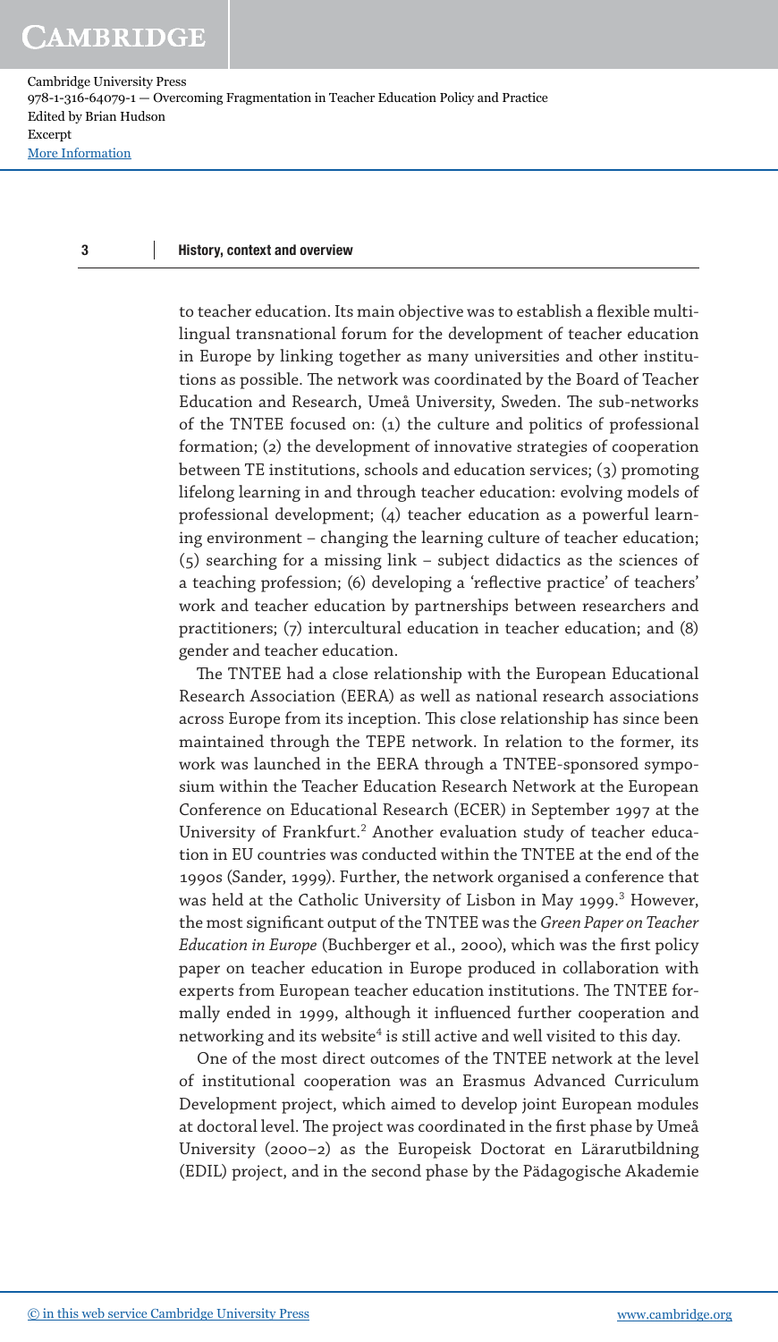to teacher education. Its main objective was to establish a flexible multilingual transnational forum for the development of teacher education in Europe by linking together as many universities and other institutions as possible. The network was coordinated by the Board of Teacher Education and Research, Umeå University, Sweden. The sub-networks of the TNTEE focused on: (1) the culture and politics of professional formation; (2) the development of innovative strategies of cooperation between TE institutions, schools and education services; (3) promoting lifelong learning in and through teacher education: evolving models of professional development; (4) teacher education as a powerful learning environment – changing the learning culture of teacher education; (5) searching for a missing link – subject didactics as the sciences of a teaching profession; (6) developing a 'reflective practice' of teachers' work and teacher education by partnerships between researchers and practitioners; (7) intercultural education in teacher education; and (8) gender and teacher education.

The TNTEE had a close relationship with the European Educational Research Association (EERA) as well as national research associations across Europe from its inception. This close relationship has since been maintained through the TEPE network. In relation to the former, its work was launched in the EERA through a TNTEE-sponsored symposium within the Teacher Education Research Network at the European Conference on Educational Research (ECER) in September 1997 at the University of Frankfurt.[2] Another evaluation study of teacher education in EU countries was conducted within the TNTEE at the end of the 1990s (Sander, 1999). Further, the network organised a conference that was held at the Catholic University of Lisbon in May 1999.[3] However, the most significant output of the TNTEE was the *Green Paper on Teacher Education in Europe* (Buchberger et al., 2000), which was the first policy paper on teacher education in Europe produced in collaboration with experts from European teacher education institutions. The TNTEE formally ended in 1999, although it influenced further cooperation and networking and its website[4] is still active and well visited to this day.

One of the most direct outcomes of the TNTEE network at the level of institutional cooperation was an Erasmus Advanced Curriculum Development project, which aimed to develop joint European modules at doctoral level. The project was coordinated in the first phase by Umeå University (2000–2) as the Europeisk Doctorat en Lärarutbildning (EDIL) project, and in the second phase by the Pädagogische Akademie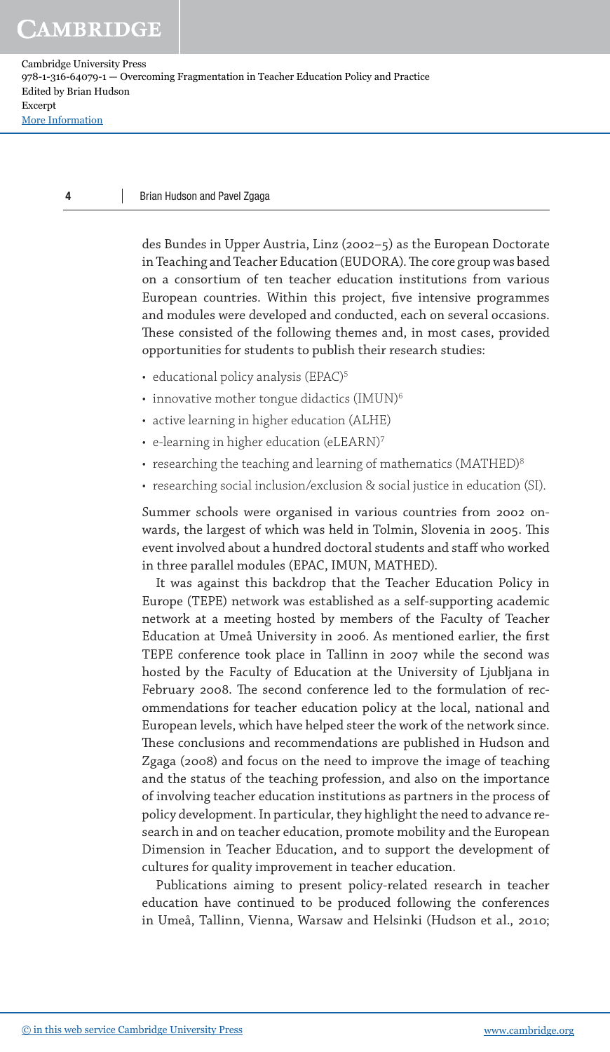des Bundes in Upper Austria, Linz (2002–5) as the European Doctorate in Teaching and Teacher Education (EUDORA). The core group was based on a consortium of ten teacher education institutions from various European countries. Within this project, five intensive programmes and modules were developed and conducted, each on several occasions. These consisted of the following themes and, in most cases, provided opportunities for students to publish their research studies:

- educational policy analysis (EPAC)[5]
- innovative mother tongue didactics (IMUN)[6]
- active learning in higher education (ALHE)
- e-learning in higher education (eLEARN)[7]
- researching the teaching and learning of mathematics (MATHED)[8]
- researching social inclusion/exclusion & social justice in education (SI).

Summer schools were organised in various countries from 2002 onwards, the largest of which was held in Tolmin, Slovenia in 2005. This event involved about a hundred doctoral students and staff who worked in three parallel modules (EPAC, IMUN, MATHED).

It was against this backdrop that the Teacher Education Policy in Europe (TEPE) network was established as a self-supporting academic network at a meeting hosted by members of the Faculty of Teacher Education at Umeå University in 2006. As mentioned earlier, the first TEPE conference took place in Tallinn in 2007 while the second was hosted by the Faculty of Education at the University of Ljubljana in February 2008. The second conference led to the formulation of recommendations for teacher education policy at the local, national and European levels, which have helped steer the work of the network since. These conclusions and recommendations are published in Hudson and Zgaga (2008) and focus on the need to improve the image of teaching and the status of the teaching profession, and also on the importance of involving teacher education institutions as partners in the process of policy development. In particular, they highlight the need to advance research in and on teacher education, promote mobility and the European Dimension in Teacher Education, and to support the development of cultures for quality improvement in teacher education.

Publications aiming to present policy-related research in teacher education have continued to be produced following the conferences in Umeå, Tallinn, Vienna, Warsaw and Helsinki (Hudson et al., 2010;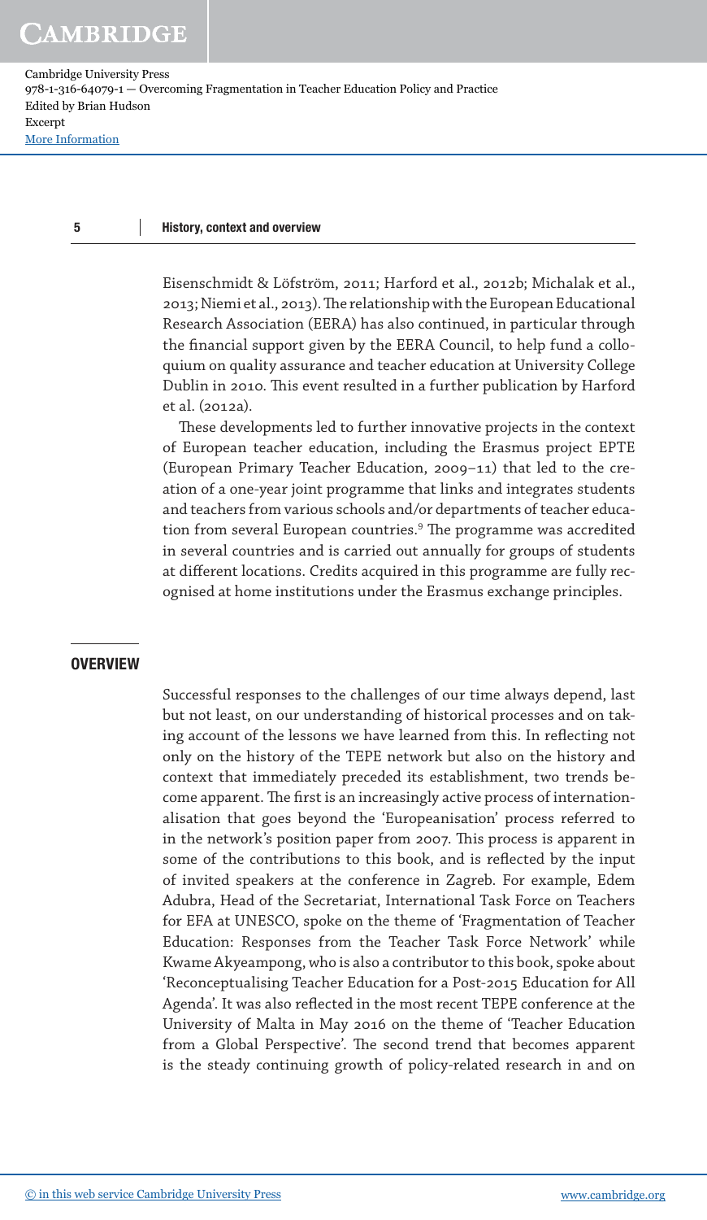Eisenschmidt & Löfström, 2011; Harford et al., 2012b; Michalak et al., 2013; Niemi et al., 2013). The relationship with the European Educational Research Association (EERA) has also continued, in particular through the financial support given by the EERA Council, to help fund a colloquium on quality assurance and teacher education at University College Dublin in 2010. This event resulted in a further publication by Harford et al. (2012a).

These developments led to further innovative projects in the context of European teacher education, including the Erasmus project EPTE (European Primary Teacher Education, 2009–11) that led to the creation of a one-year joint programme that links and integrates students and teachers from various schools and/or departments of teacher education from several European countries.[9] The programme was accredited in several countries and is carried out annually for groups of students at different locations. Credits acquired in this programme are fully recognised at home institutions under the Erasmus exchange principles.

## OVERVIEW

Successful responses to the challenges of our time always depend, last but not least, on our understanding of historical processes and on taking account of the lessons we have learned from this. In reflecting not only on the history of the TEPE network but also on the history and context that immediately preceded its establishment, two trends become apparent. The first is an increasingly active process of internationalisation that goes beyond the 'Europeanisation' process referred to in the network's position paper from 2007. This process is apparent in some of the contributions to this book, and is reflected by the input of invited speakers at the conference in Zagreb. For example, Edem Adubra, Head of the Secretariat, International Task Force on Teachers for EFA at UNESCO, spoke on the theme of 'Fragmentation of Teacher Education: Responses from the Teacher Task Force Network' while Kwame Akyeampong, who is also a contributor to this book, spoke about 'Reconceptualising Teacher Education for a Post-2015 Education for All Agenda'. It was also reflected in the most recent TEPE conference at the University of Malta in May 2016 on the theme of 'Teacher Education from a Global Perspective'. The second trend that becomes apparent is the steady continuing growth of policy-related research in and on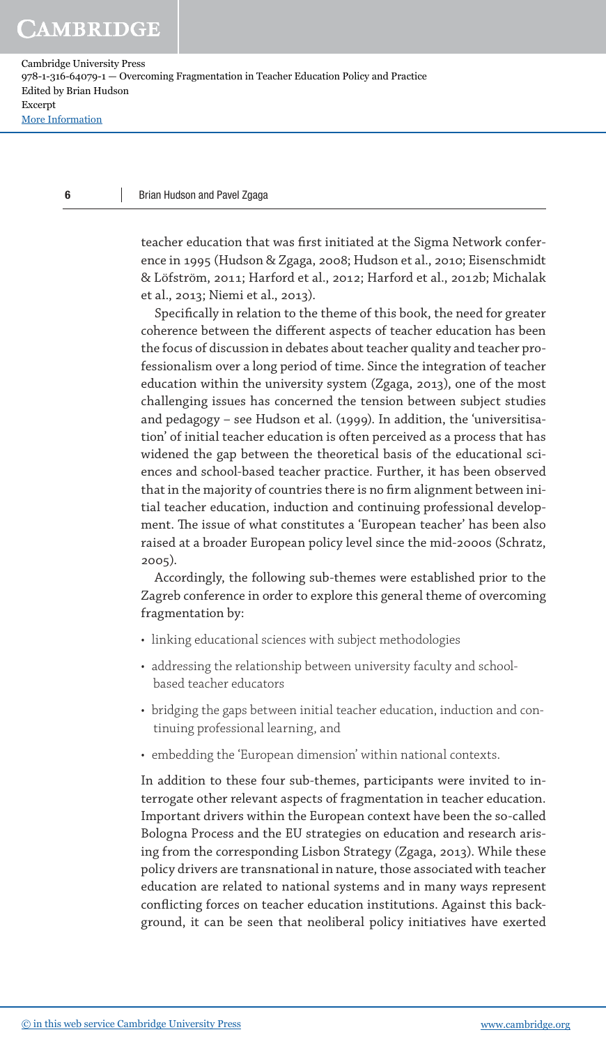teacher education that was first initiated at the Sigma Network conference in 1995 (Hudson & Zgaga, 2008; Hudson et al., 2010; Eisenschmidt & Löfström, 2011; Harford et al., 2012; Harford et al., 2012b; Michalak et al., 2013; Niemi et al., 2013).

Specifically in relation to the theme of this book, the need for greater coherence between the different aspects of teacher education has been the focus of discussion in debates about teacher quality and teacher professionalism over a long period of time. Since the integration of teacher education within the university system (Zgaga, 2013), one of the most challenging issues has concerned the tension between subject studies and pedagogy – see Hudson et al. (1999). In addition, the 'universitisation' of initial teacher education is often perceived as a process that has widened the gap between the theoretical basis of the educational sciences and school-based teacher practice. Further, it has been observed that in the majority of countries there is no firm alignment between initial teacher education, induction and continuing professional development. The issue of what constitutes a 'European teacher' has been also raised at a broader European policy level since the mid-2000s (Schratz, 2005).

Accordingly, the following sub-themes were established prior to the Zagreb conference in order to explore this general theme of overcoming fragmentation by:

- linking educational sciences with subject methodologies
- addressing the relationship between university faculty and school-based teacher educators
- bridging the gaps between initial teacher education, induction and continuing professional learning, and
- embedding the 'European dimension' within national contexts.

In addition to these four sub-themes, participants were invited to interrogate other relevant aspects of fragmentation in teacher education. Important drivers within the European context have been the so-called Bologna Process and the EU strategies on education and research arising from the corresponding Lisbon Strategy (Zgaga, 2013). While these policy drivers are transnational in nature, those associated with teacher education are related to national systems and in many ways represent conflicting forces on teacher education institutions. Against this background, it can be seen that neoliberal policy initiatives have exerted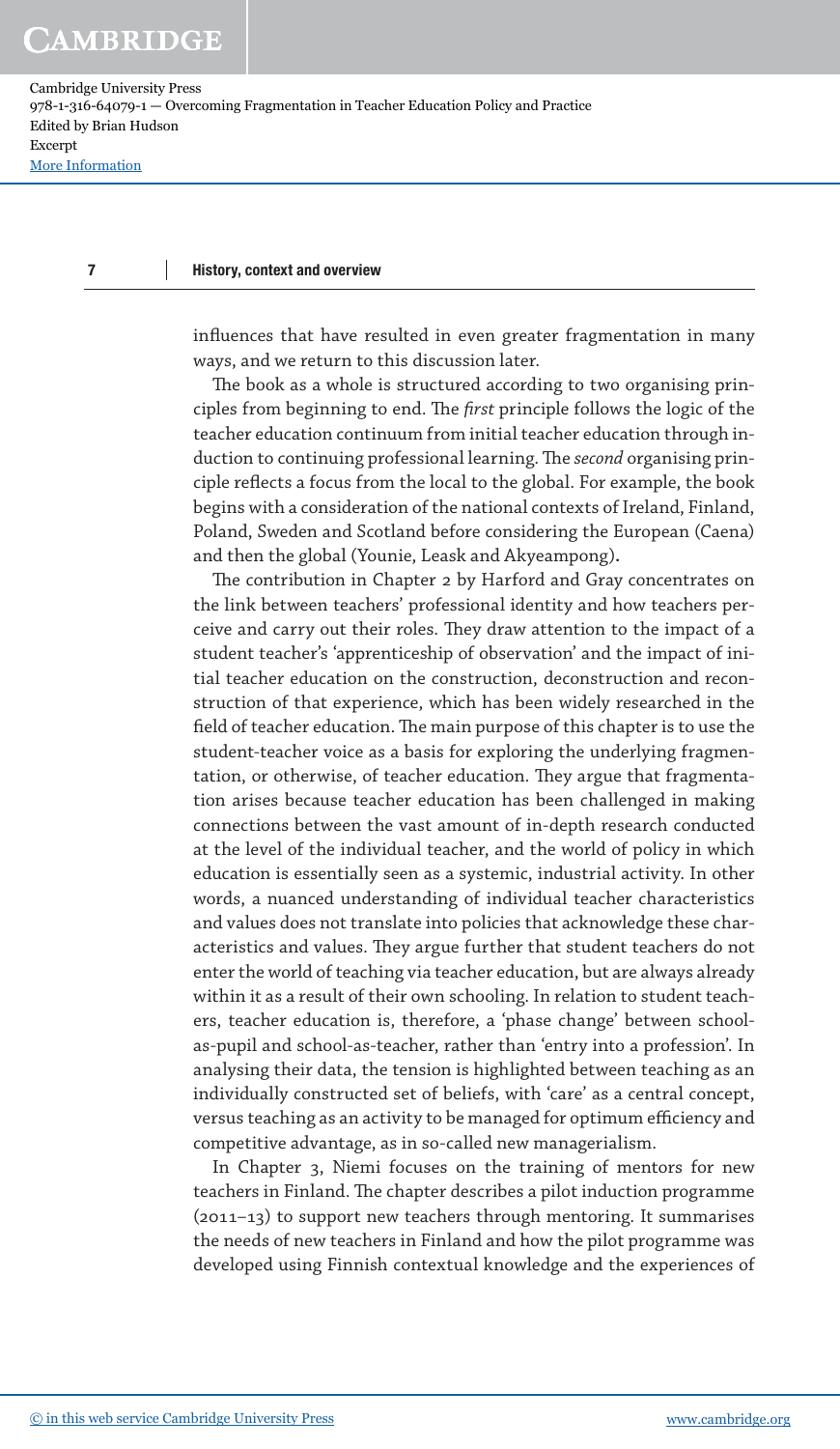influences that have resulted in even greater fragmentation in many ways, and we return to this discussion later.

The book as a whole is structured according to two organising principles from beginning to end. The *first* principle follows the logic of the teacher education continuum from initial teacher education through induction to continuing professional learning. The *second* organising principle reflects a focus from the local to the global. For example, the book begins with a consideration of the national contexts of Ireland, Finland, Poland, Sweden and Scotland before considering the European (Caena) and then the global (Younie, Leask and Akyeampong).

The contribution in Chapter 2 by Harford and Gray concentrates on the link between teachers' professional identity and how teachers perceive and carry out their roles. They draw attention to the impact of a student teacher's 'apprenticeship of observation' and the impact of initial teacher education on the construction, deconstruction and reconstruction of that experience, which has been widely researched in the field of teacher education. The main purpose of this chapter is to use the student-teacher voice as a basis for exploring the underlying fragmentation, or otherwise, of teacher education. They argue that fragmentation arises because teacher education has been challenged in making connections between the vast amount of in-depth research conducted at the level of the individual teacher, and the world of policy in which education is essentially seen as a systemic, industrial activity. In other words, a nuanced understanding of individual teacher characteristics and values does not translate into policies that acknowledge these characteristics and values. They argue further that student teachers do not enter the world of teaching via teacher education, but are always already within it as a result of their own schooling. In relation to student teachers, teacher education is, therefore, a 'phase change' between school-as-pupil and school-as-teacher, rather than 'entry into a profession'. In analysing their data, the tension is highlighted between teaching as an individually constructed set of beliefs, with 'care' as a central concept, versus teaching as an activity to be managed for optimum efficiency and competitive advantage, as in so-called new managerialism.

In Chapter 3, Niemi focuses on the training of mentors for new teachers in Finland. The chapter describes a pilot induction programme (2011–13) to support new teachers through mentoring. It summarises the needs of new teachers in Finland and how the pilot programme was developed using Finnish contextual knowledge and the experiences of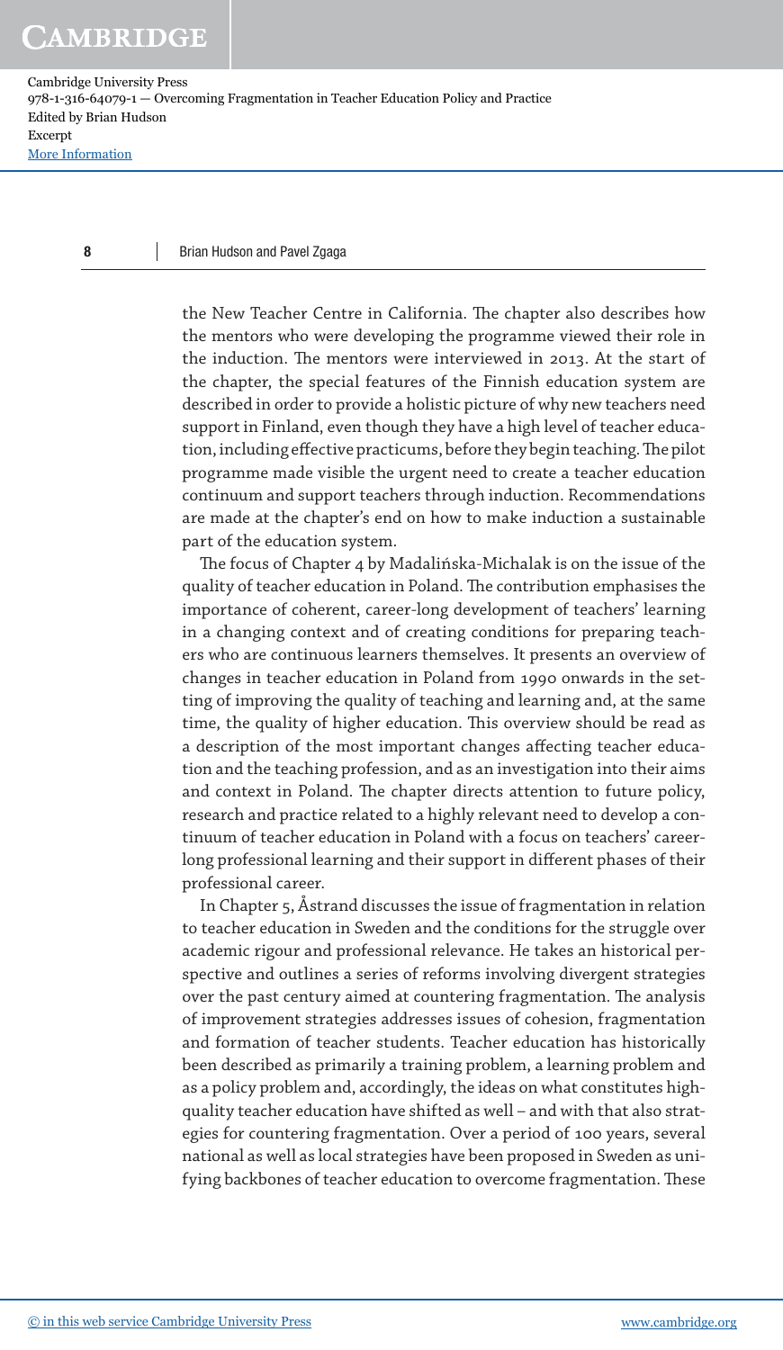the New Teacher Centre in California. The chapter also describes how the mentors who were developing the programme viewed their role in the induction. The mentors were interviewed in 2013. At the start of the chapter, the special features of the Finnish education system are described in order to provide a holistic picture of why new teachers need support in Finland, even though they have a high level of teacher education, including effective practicums, before they begin teaching. The pilot programme made visible the urgent need to create a teacher education continuum and support teachers through induction. Recommendations are made at the chapter's end on how to make induction a sustainable part of the education system.

The focus of Chapter 4 by Madalińska-Michalak is on the issue of the quality of teacher education in Poland. The contribution emphasises the importance of coherent, career-long development of teachers' learning in a changing context and of creating conditions for preparing teachers who are continuous learners themselves. It presents an overview of changes in teacher education in Poland from 1990 onwards in the setting of improving the quality of teaching and learning and, at the same time, the quality of higher education. This overview should be read as a description of the most important changes affecting teacher education and the teaching profession, and as an investigation into their aims and context in Poland. The chapter directs attention to future policy, research and practice related to a highly relevant need to develop a continuum of teacher education in Poland with a focus on teachers' career-long professional learning and their support in different phases of their professional career.

In Chapter 5, Åstrand discusses the issue of fragmentation in relation to teacher education in Sweden and the conditions for the struggle over academic rigour and professional relevance. He takes an historical perspective and outlines a series of reforms involving divergent strategies over the past century aimed at countering fragmentation. The analysis of improvement strategies addresses issues of cohesion, fragmentation and formation of teacher students. Teacher education has historically been described as primarily a training problem, a learning problem and as a policy problem and, accordingly, the ideas on what constitutes high-quality teacher education have shifted as well – and with that also strategies for countering fragmentation. Over a period of 100 years, several national as well as local strategies have been proposed in Sweden as unifying backbones of teacher education to overcome fragmentation. These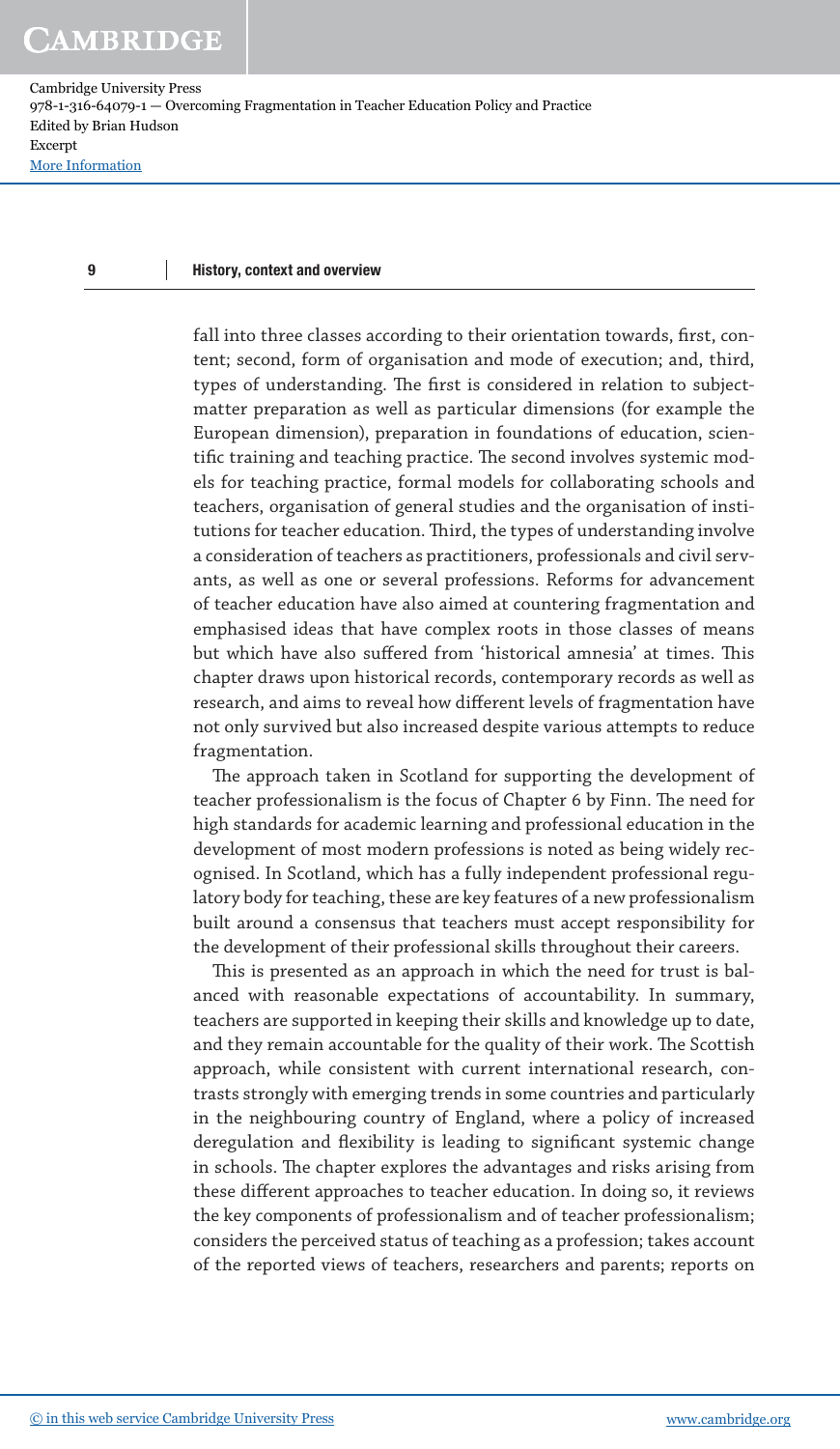fall into three classes according to their orientation towards, first, content; second, form of organisation and mode of execution; and, third, types of understanding. The first is considered in relation to subject-matter preparation as well as particular dimensions (for example the European dimension), preparation in foundations of education, scientific training and teaching practice. The second involves systemic models for teaching practice, formal models for collaborating schools and teachers, organisation of general studies and the organisation of institutions for teacher education. Third, the types of understanding involve a consideration of teachers as practitioners, professionals and civil servants, as well as one or several professions. Reforms for advancement of teacher education have also aimed at countering fragmentation and emphasised ideas that have complex roots in those classes of means but which have also suffered from 'historical amnesia' at times. This chapter draws upon historical records, contemporary records as well as research, and aims to reveal how different levels of fragmentation have not only survived but also increased despite various attempts to reduce fragmentation.

The approach taken in Scotland for supporting the development of teacher professionalism is the focus of Chapter 6 by Finn. The need for high standards for academic learning and professional education in the development of most modern professions is noted as being widely recognised. In Scotland, which has a fully independent professional regulatory body for teaching, these are key features of a new professionalism built around a consensus that teachers must accept responsibility for the development of their professional skills throughout their careers.

This is presented as an approach in which the need for trust is balanced with reasonable expectations of accountability. In summary, teachers are supported in keeping their skills and knowledge up to date, and they remain accountable for the quality of their work. The Scottish approach, while consistent with current international research, contrasts strongly with emerging trends in some countries and particularly in the neighbouring country of England, where a policy of increased deregulation and flexibility is leading to significant systemic change in schools. The chapter explores the advantages and risks arising from these different approaches to teacher education. In doing so, it reviews the key components of professionalism and of teacher professionalism; considers the perceived status of teaching as a profession; takes account of the reported views of teachers, researchers and parents; reports on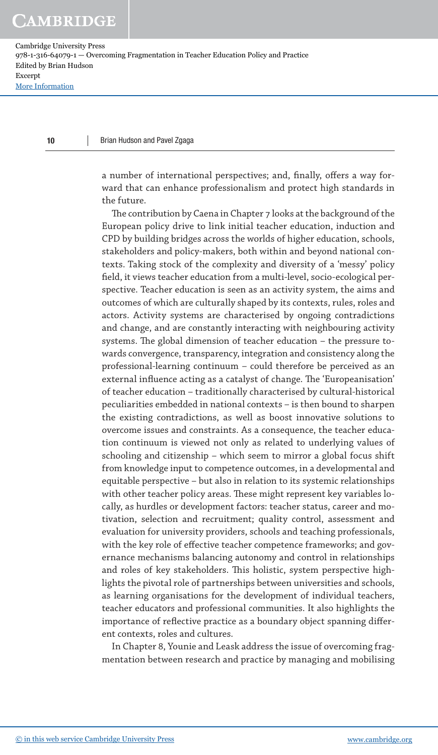a number of international perspectives; and, finally, offers a way forward that can enhance professionalism and protect high standards in the future.

The contribution by Caena in Chapter 7 looks at the background of the European policy drive to link initial teacher education, induction and CPD by building bridges across the worlds of higher education, schools, stakeholders and policy-makers, both within and beyond national contexts. Taking stock of the complexity and diversity of a 'messy' policy field, it views teacher education from a multi-level, socio-ecological perspective. Teacher education is seen as an activity system, the aims and outcomes of which are culturally shaped by its contexts, rules, roles and actors. Activity systems are characterised by ongoing contradictions and change, and are constantly interacting with neighbouring activity systems. The global dimension of teacher education – the pressure towards convergence, transparency, integration and consistency along the professional-learning continuum – could therefore be perceived as an external influence acting as a catalyst of change. The 'Europeanisation' of teacher education – traditionally characterised by cultural-historical peculiarities embedded in national contexts – is then bound to sharpen the existing contradictions, as well as boost innovative solutions to overcome issues and constraints. As a consequence, the teacher education continuum is viewed not only as related to underlying values of schooling and citizenship – which seem to mirror a global focus shift from knowledge input to competence outcomes, in a developmental and equitable perspective – but also in relation to its systemic relationships with other teacher policy areas. These might represent key variables locally, as hurdles or development factors: teacher status, career and motivation, selection and recruitment; quality control, assessment and evaluation for university providers, schools and teaching professionals, with the key role of effective teacher competence frameworks; and governance mechanisms balancing autonomy and control in relationships and roles of key stakeholders. This holistic, system perspective highlights the pivotal role of partnerships between universities and schools, as learning organisations for the development of individual teachers, teacher educators and professional communities. It also highlights the importance of reflective practice as a boundary object spanning different contexts, roles and cultures.

In Chapter 8, Younie and Leask address the issue of overcoming fragmentation between research and practice by managing and mobilising